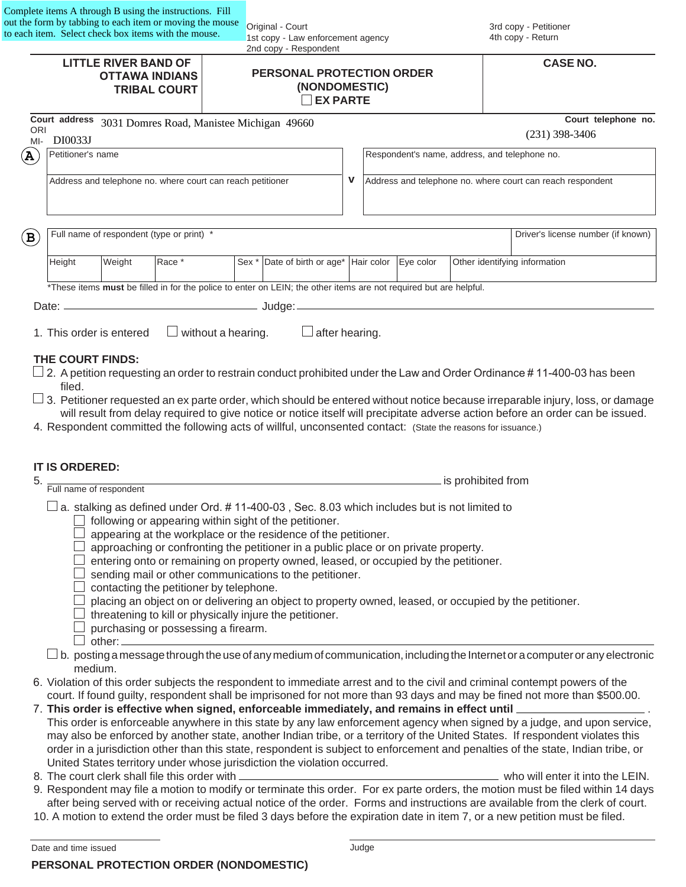Complete items A through B using the instructions. Fill out the form by tabbing to each item or moving the mouse to each item. Select check box items with the mouse.

Original - Court
1st copy - Law enforcement agency
2nd copy - Respondent
3rd copy - Petitioner
4th copy - Return

| LITTLE RIVER BAND OF OTTAWA INDIANS TRIBAL COURT | PERSONAL PROTECTION ORDER (NONDOMESTIC) ☐ EX PARTE | CASE NO. |
|---|---|---|

Court address 3031 Domres Road, Manistee Michigan 49660
ORI MI- DI0033J
Court telephone no. (231) 398-3406

**A**

| Petitioner's name | v | Respondent's name, address, and telephone no. |
|---|---|---|
| Address and telephone no. where court can reach petitioner | | Address and telephone no. where court can reach respondent |

**B**

| Full name of respondent (type or print) * | | | | | | | Driver's license number (if known) |
|---|---|---|---|---|---|---|---|
| Height | Weight | Race * | Sex * | Date of birth or age* | Hair color | Eye color | Other identifying information |

*These items **must** be filled in for the police to enter on LEIN; the other items are not required but are helpful.

Date: ____________________ Judge: ____________________

1. This order is entered ☐ without a hearing. ☐ after hearing.

**THE COURT FINDS:**

☐ 2. A petition requesting an order to restrain conduct prohibited under the Law and Order Ordinance # 11-400-03 has been filed.

☐ 3. Petitioner requested an ex parte order, which should be entered without notice because irreparable injury, loss, or damage will result from delay required to give notice or notice itself will precipitate adverse action before an order can be issued.

4. Respondent committed the following acts of willful, unconsented contact: (State the reasons for issuance.)

**IT IS ORDERED:**

5. ____________________ is prohibited from
Full name of respondent

☐ a. stalking as defined under Ord. # 11-400-03 , Sec. 8.03 which includes but is not limited to
- ☐ following or appearing within sight of the petitioner.
- ☐ appearing at the workplace or the residence of the petitioner.
- ☐ approaching or confronting the petitioner in a public place or on private property.
- ☐ entering onto or remaining on property owned, leased, or occupied by the petitioner.
- ☐ sending mail or other communications to the petitioner.
- ☐ contacting the petitioner by telephone.
- ☐ placing an object on or delivering an object to property owned, leased, or occupied by the petitioner.
- ☐ threatening to kill or physically injure the petitioner.
- ☐ purchasing or possessing a firearm.
- ☐ other: ____________________

☐ b. posting a message through the use of any medium of communication, including the Internet or a computer or any electronic medium.

6. Violation of this order subjects the respondent to immediate arrest and to the civil and criminal contempt powers of the court. If found guilty, respondent shall be imprisoned for not more than 93 days and may be fined not more than $500.00.
7. **This order is effective when signed, enforceable immediately, and remains in effect until** ____________________ . This order is enforceable anywhere in this state by any law enforcement agency when signed by a judge, and upon service, may also be enforced by another state, another Indian tribe, or a territory of the United States. If respondent violates this order in a jurisdiction other than this state, respondent is subject to enforcement and penalties of the state, Indian tribe, or United States territory under whose jurisdiction the violation occurred.
8. The court clerk shall file this order with ____________________ who will enter it into the LEIN.
9. Respondent may file a motion to modify or terminate this order. For ex parte orders, the motion must be filed within 14 days after being served with or receiving actual notice of the order. Forms and instructions are available from the clerk of court.
10. A motion to extend the order must be filed 3 days before the expiration date in item 7, or a new petition must be filed.

____________________ ____________________
Date and time issued Judge

**PERSONAL PROTECTION ORDER (NONDOMESTIC)**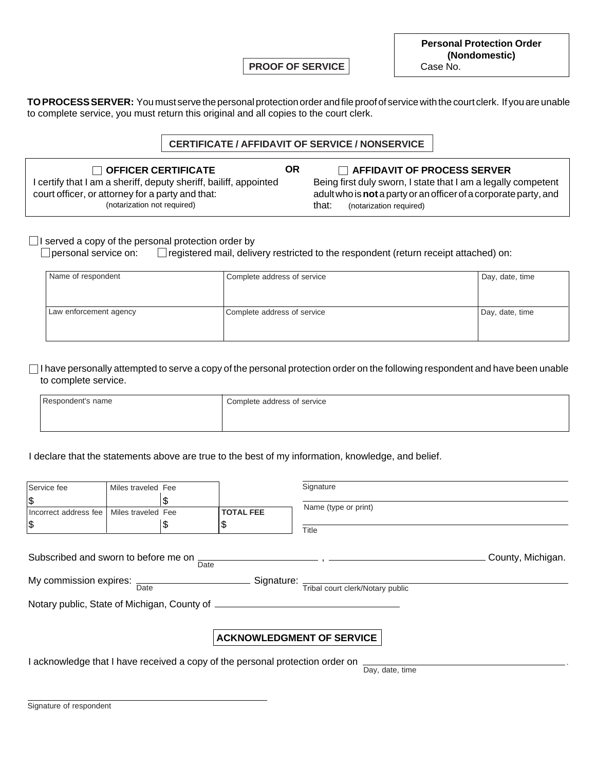**Personal Protection Order (Nondomestic)**
Case No.

**PROOF OF SERVICE**

**TO PROCESS SERVER:** You must serve the personal protection order and file proof of service with the court clerk. If you are unable to complete service, you must return this original and all copies to the court clerk.

## CERTIFICATE / AFFIDAVIT OF SERVICE / NONSERVICE

| ☐ **OFFICER CERTIFICATE** | **OR** | ☐ **AFFIDAVIT OF PROCESS SERVER** |
|---|---|---|
| I certify that I am a sheriff, deputy sheriff, bailiff, appointed court officer, or attorney for a party and that: (notarization not required) | | Being first duly sworn, I state that I am a legally competent adult who is **not** a party or an officer of a corporate party, and that: (notarization required) |

☐ I served a copy of the personal protection order by
☐ personal service on: ☐ registered mail, delivery restricted to the respondent (return receipt attached) on:

| Name of respondent | Complete address of service | Day, date, time |
|---|---|---|
| Law enforcement agency | Complete address of service | Day, date, time |

☐ I have personally attempted to serve a copy of the personal protection order on the following respondent and have been unable to complete service.

| Respondent's name | Complete address of service |
|---|---|
| | |

I declare that the statements above are true to the best of my information, knowledge, and belief.

| Service fee | Miles traveled | Fee | |
|---|---|---|---|
| $ | | $ | |
| Incorrect address fee | Miles traveled | Fee | **TOTAL FEE** |
| $ | | $ | $ |

Signature

Name (type or print)

Title

Subscribed and sworn to before me on ______________ (Date), ______________ County, Michigan.

My commission expires: ______________ (Date) Signature: ______________ Tribal court clerk/Notary public

Notary public, State of Michigan, County of ______________

## ACKNOWLEDGMENT OF SERVICE

I acknowledge that I have received a copy of the personal protection order on ______________ (Day, date, time).

______________
Signature of respondent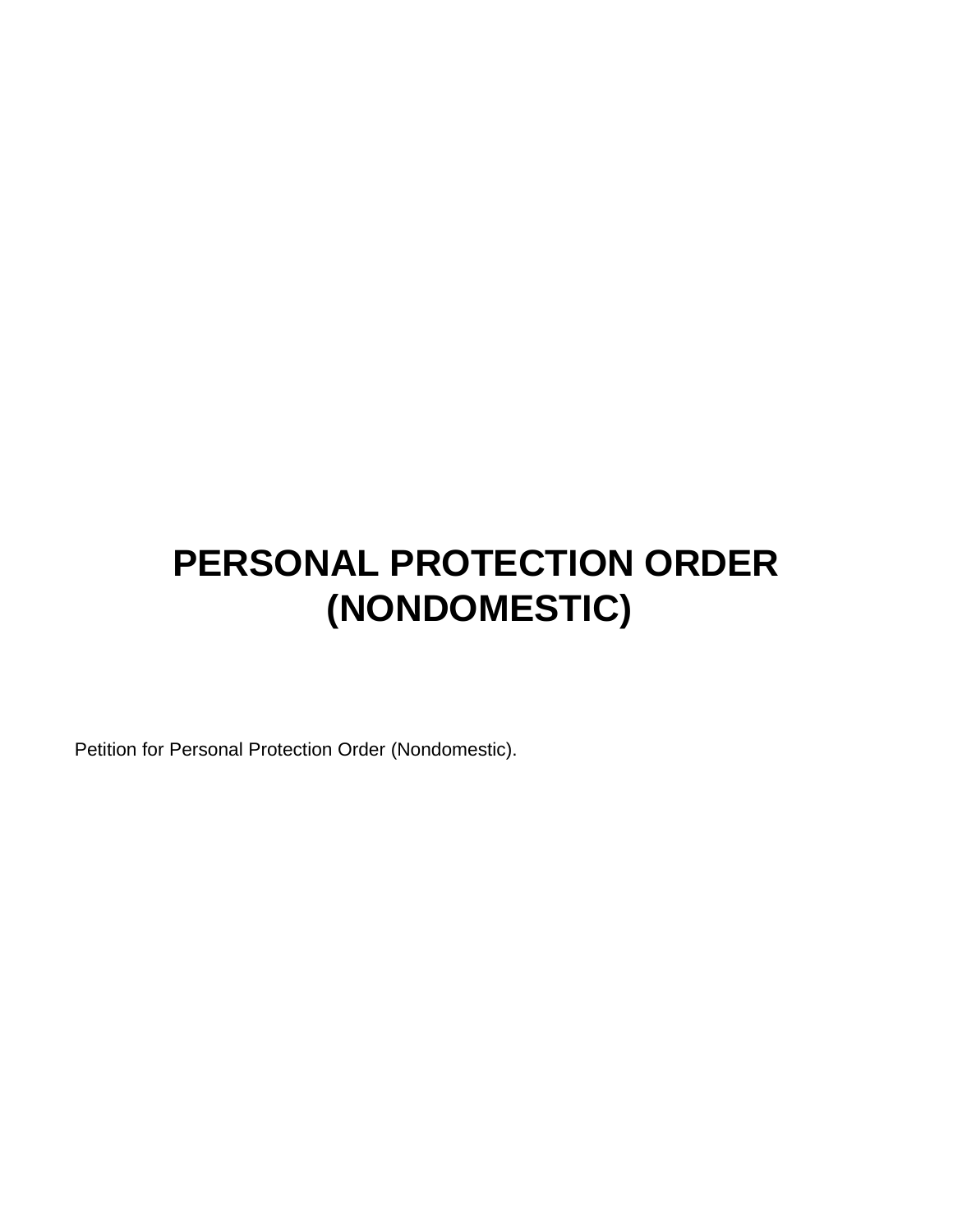# PERSONAL PROTECTION ORDER (NONDOMESTIC)

Petition for Personal Protection Order (Nondomestic).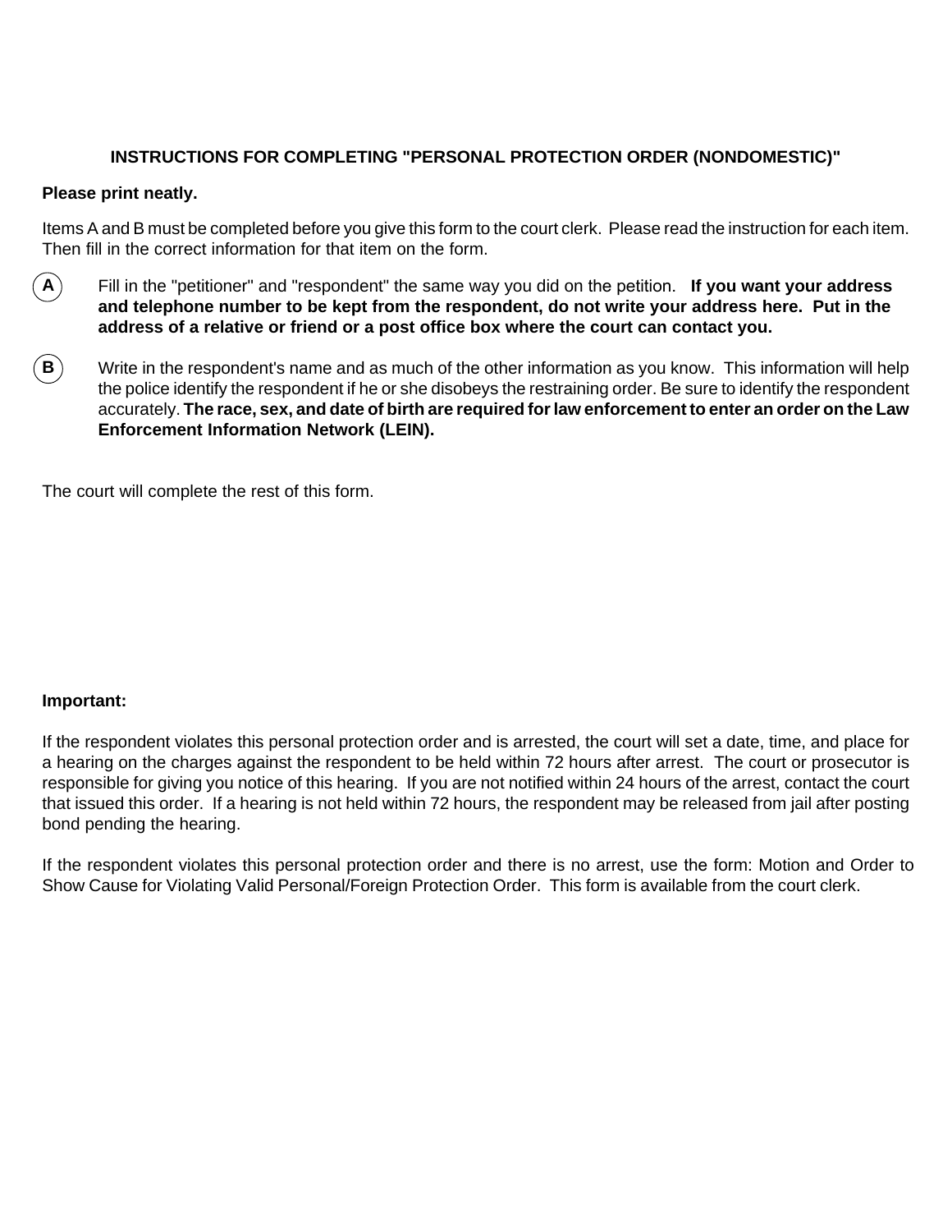## INSTRUCTIONS FOR COMPLETING "PERSONAL PROTECTION ORDER (NONDOMESTIC)"

**Please print neatly.**

Items A and B must be completed before you give this form to the court clerk. Please read the instruction for each item. Then fill in the correct information for that item on the form.

**A** Fill in the "petitioner" and "respondent" the same way you did on the petition. **If you want your address and telephone number to be kept from the respondent, do not write your address here. Put in the address of a relative or friend or a post office box where the court can contact you.**

**B** Write in the respondent's name and as much of the other information as you know. This information will help the police identify the respondent if he or she disobeys the restraining order. Be sure to identify the respondent accurately. **The race, sex, and date of birth are required for law enforcement to enter an order on the Law Enforcement Information Network (LEIN).**

The court will complete the rest of this form.

**Important:**

If the respondent violates this personal protection order and is arrested, the court will set a date, time, and place for a hearing on the charges against the respondent to be held within 72 hours after arrest. The court or prosecutor is responsible for giving you notice of this hearing. If you are not notified within 24 hours of the arrest, contact the court that issued this order. If a hearing is not held within 72 hours, the respondent may be released from jail after posting bond pending the hearing.

If the respondent violates this personal protection order and there is no arrest, use the form: Motion and Order to Show Cause for Violating Valid Personal/Foreign Protection Order. This form is available from the court clerk.